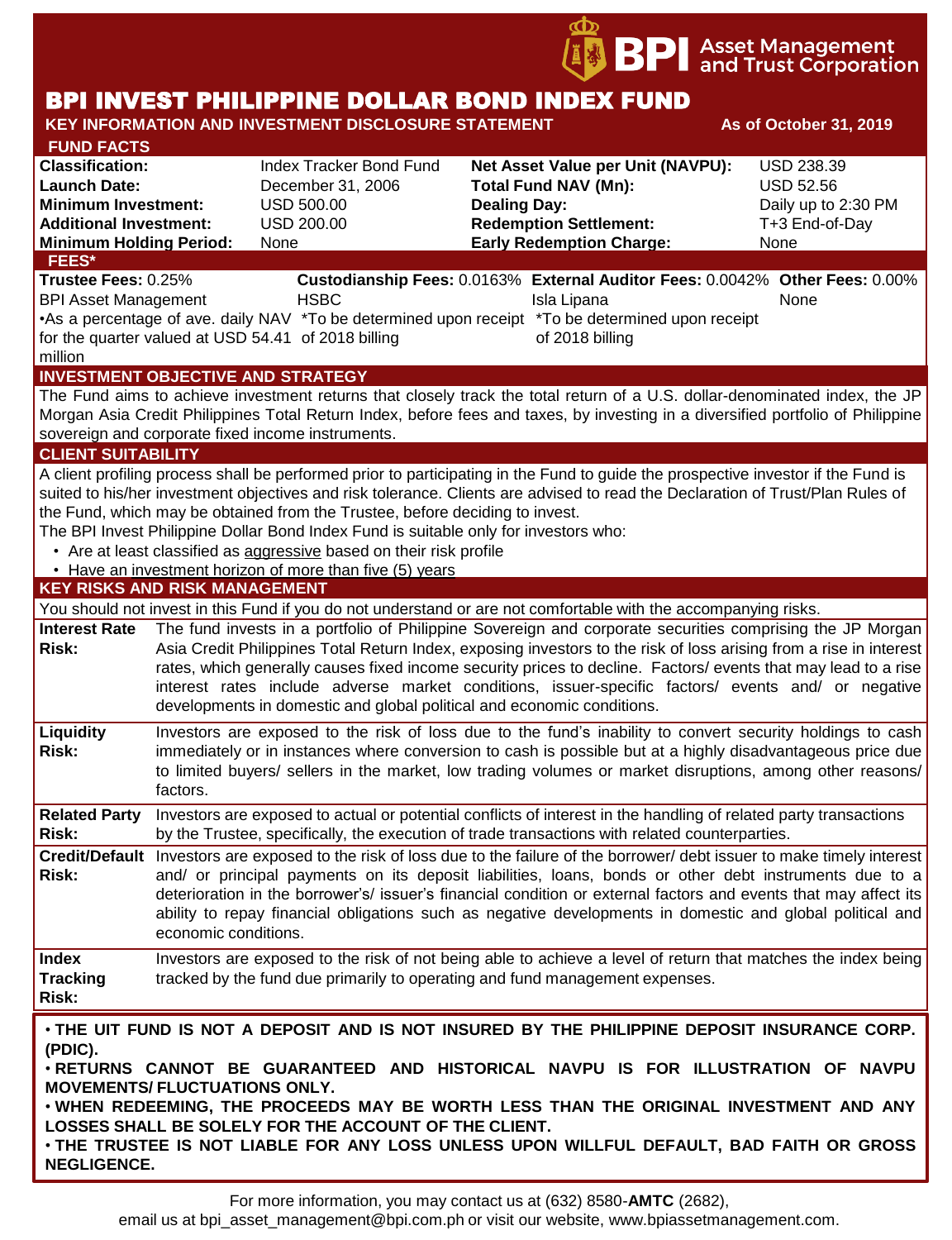BPI Asset Management and Trust Corporation

# BPI INVEST PHILIPPINE DOLLAR BOND INDEX FUND

**KEY INFORMATION AND INVESTMENT DISCLOSURE STATEMENT** **As of October 31, 2019**

## FUND FACTS

| | | | |
|---|---|---|---|
| **Classification:** | Index Tracker Bond Fund | **Net Asset Value per Unit (NAVPU):** | USD 238.39 |
| **Launch Date:** | December 31, 2006 | **Total Fund NAV (Mn):** | USD 52.56 |
| **Minimum Investment:** | USD 500.00 | **Dealing Day:** | Daily up to 2:30 PM |
| **Additional Investment:** | USD 200.00 | **Redemption Settlement:** | T+3 End-of-Day |
| **Minimum Holding Period:** | None | **Early Redemption Charge:** | None |

## FEES*

| **Trustee Fees:** 0.25% | **Custodianship Fees:** 0.0163% | **External Auditor Fees:** 0.0042% | **Other Fees:** 0.00% |
|---|---|---|---|
| BPI Asset Management | HSBC | Isla Lipana | None |
| •As a percentage of ave. daily NAV for the quarter valued at USD 54.41 million | *To be determined upon receipt of 2018 billing | *To be determined upon receipt of 2018 billing | |

## INVESTMENT OBJECTIVE AND STRATEGY

The Fund aims to achieve investment returns that closely track the total return of a U.S. dollar-denominated index, the JP Morgan Asia Credit Philippines Total Return Index, before fees and taxes, by investing in a diversified portfolio of Philippine sovereign and corporate fixed income instruments.

## CLIENT SUITABILITY

A client profiling process shall be performed prior to participating in the Fund to guide the prospective investor if the Fund is suited to his/her investment objectives and risk tolerance. Clients are advised to read the Declaration of Trust/Plan Rules of the Fund, which may be obtained from the Trustee, before deciding to invest.

The BPI Invest Philippine Dollar Bond Index Fund is suitable only for investors who:

- Are at least classified as aggressive based on their risk profile
- Have an investment horizon of more than five (5) years

## KEY RISKS AND RISK MANAGEMENT

You should not invest in this Fund if you do not understand or are not comfortable with the accompanying risks.

| | |
|---|---|
| **Interest Rate Risk:** | The fund invests in a portfolio of Philippine Sovereign and corporate securities comprising the JP Morgan Asia Credit Philippines Total Return Index, exposing investors to the risk of loss arising from a rise in interest rates, which generally causes fixed income security prices to decline. Factors/ events that may lead to a rise interest rates include adverse market conditions, issuer-specific factors/ events and/ or negative developments in domestic and global political and economic conditions. |
| **Liquidity Risk:** | Investors are exposed to the risk of loss due to the fund's inability to convert security holdings to cash immediately or in instances where conversion to cash is possible but at a highly disadvantageous price due to limited buyers/ sellers in the market, low trading volumes or market disruptions, among other reasons/ factors. |
| **Related Party Risk:** | Investors are exposed to actual or potential conflicts of interest in the handling of related party transactions by the Trustee, specifically, the execution of trade transactions with related counterparties. |
| **Credit/Default Risk:** | Investors are exposed to the risk of loss due to the failure of the borrower/ debt issuer to make timely interest and/ or principal payments on its deposit liabilities, loans, bonds or other debt instruments due to a deterioration in the borrower's/ issuer's financial condition or external factors and events that may affect its ability to repay financial obligations such as negative developments in domestic and global political and economic conditions. |
| **Index Tracking Risk:** | Investors are exposed to the risk of not being able to achieve a level of return that matches the index being tracked by the fund due primarily to operating and fund management expenses. |

- **THE UIT FUND IS NOT A DEPOSIT AND IS NOT INSURED BY THE PHILIPPINE DEPOSIT INSURANCE CORP. (PDIC).**
- **RETURNS CANNOT BE GUARANTEED AND HISTORICAL NAVPU IS FOR ILLUSTRATION OF NAVPU MOVEMENTS/ FLUCTUATIONS ONLY.**
- **WHEN REDEEMING, THE PROCEEDS MAY BE WORTH LESS THAN THE ORIGINAL INVESTMENT AND ANY LOSSES SHALL BE SOLELY FOR THE ACCOUNT OF THE CLIENT.**
- **THE TRUSTEE IS NOT LIABLE FOR ANY LOSS UNLESS UPON WILLFUL DEFAULT, BAD FAITH OR GROSS NEGLIGENCE.**

For more information, you may contact us at (632) 8580-**AMTC** (2682), email us at bpi_asset_management@bpi.com.ph or visit our website, www.bpiassetmanagement.com.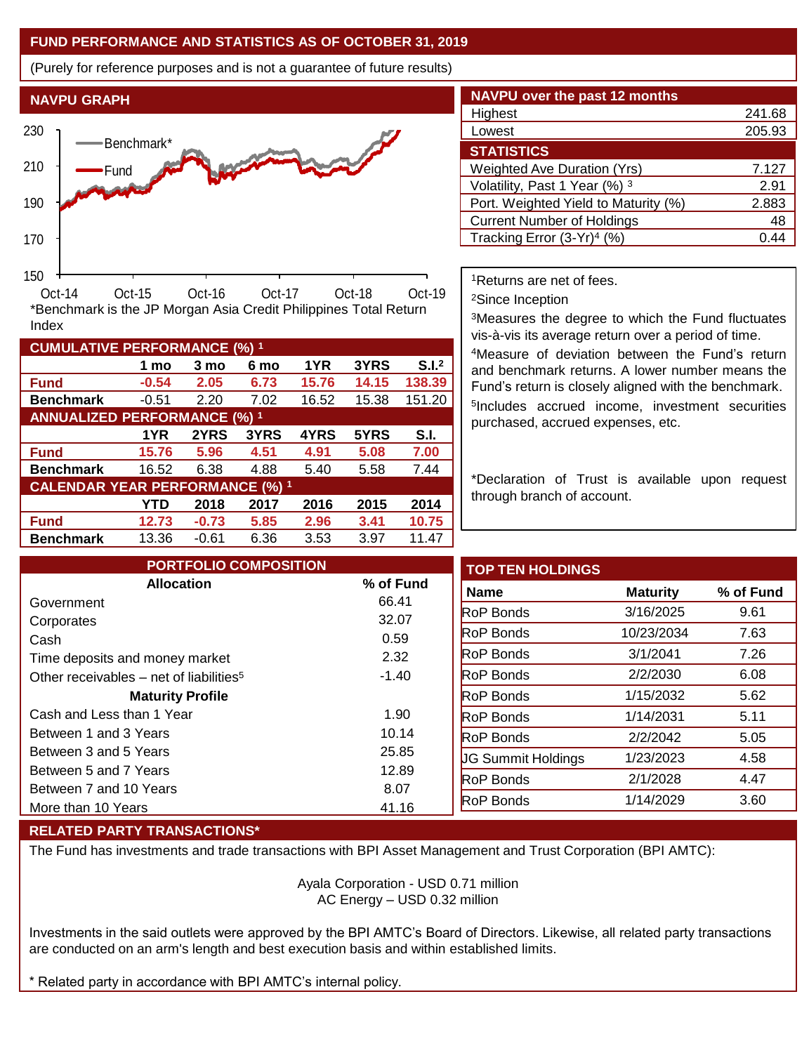## FUND PERFORMANCE AND STATISTICS AS OF OCTOBER 31, 2019

(Purely for reference purposes and is not a guarantee of future results)

### NAVPU GRAPH

*Benchmark is the JP Morgan Asia Credit Philippines Total Return Index

### NAVPU over the past 12 months

| | |
|---|---|
| Highest | 241.68 |
| Lowest | 205.93 |

### STATISTICS

| | |
|---|---|
| Weighted Ave Duration (Yrs) | 7.127 |
| Volatility, Past 1 Year (%) [3] | 2.91 |
| Port. Weighted Yield to Maturity (%) | 2.883 |
| Current Number of Holdings | 48 |
| Tracking Error (3-Yr)[4] (%) | 0.44 |

[1]Returns are net of fees.

[2]Since Inception

[3]Measures the degree to which the Fund fluctuates vis-à-vis its average return over a period of time.

[4]Measure of deviation between the Fund's return and benchmark returns. A lower number means the Fund's return is closely aligned with the benchmark.

[5]Includes accrued income, investment securities purchased, accrued expenses, etc.

*Declaration of Trust is available upon request through branch of account.

### CUMULATIVE PERFORMANCE (%) [1]

| | 1 mo | 3 mo | 6 mo | 1YR | 3YRS | S.I.[2] |
|---|---|---|---|---|---|---|
| **Fund** | -0.54 | 2.05 | 6.73 | 15.76 | 14.15 | 138.39 |
| **Benchmark** | -0.51 | 2.20 | 7.02 | 16.52 | 15.38 | 151.20 |

### ANNUALIZED PERFORMANCE (%) [1]

| | 1YR | 2YRS | 3YRS | 4YRS | 5YRS | S.I. |
|---|---|---|---|---|---|---|
| **Fund** | 15.76 | 5.96 | 4.51 | 4.91 | 5.08 | 7.00 |
| **Benchmark** | 16.52 | 6.38 | 4.88 | 5.40 | 5.58 | 7.44 |

### CALENDAR YEAR PERFORMANCE (%) [1]

| | YTD | 2018 | 2017 | 2016 | 2015 | 2014 |
|---|---|---|---|---|---|---|
| **Fund** | 12.73 | -0.73 | 5.85 | 2.96 | 3.41 | 10.75 |
| **Benchmark** | 13.36 | -0.61 | 6.36 | 3.53 | 3.97 | 11.47 |

### PORTFOLIO COMPOSITION

| Allocation | % of Fund |
|---|---|
| Government | 66.41 |
| Corporates | 32.07 |
| Cash | 0.59 |
| Time deposits and money market | 2.32 |
| Other receivables – net of liabilities[5] | -1.40 |
| **Maturity Profile** | |
| Cash and Less than 1 Year | 1.90 |
| Between 1 and 3 Years | 10.14 |
| Between 3 and 5 Years | 25.85 |
| Between 5 and 7 Years | 12.89 |
| Between 7 and 10 Years | 8.07 |
| More than 10 Years | 41.16 |

### TOP TEN HOLDINGS

| Name | Maturity | % of Fund |
|---|---|---|
| RoP Bonds | 3/16/2025 | 9.61 |
| RoP Bonds | 10/23/2034 | 7.63 |
| RoP Bonds | 3/1/2041 | 7.26 |
| RoP Bonds | 2/2/2030 | 6.08 |
| RoP Bonds | 1/15/2032 | 5.62 |
| RoP Bonds | 1/14/2031 | 5.11 |
| RoP Bonds | 2/2/2042 | 5.05 |
| JG Summit Holdings | 1/23/2023 | 4.58 |
| RoP Bonds | 2/1/2028 | 4.47 |
| RoP Bonds | 1/14/2029 | 3.60 |

### RELATED PARTY TRANSACTIONS*

The Fund has investments and trade transactions with BPI Asset Management and Trust Corporation (BPI AMTC):

Ayala Corporation - USD 0.71 million
AC Energy – USD 0.32 million

Investments in the said outlets were approved by the BPI AMTC's Board of Directors. Likewise, all related party transactions are conducted on an arm's length and best execution basis and within established limits.

* Related party in accordance with BPI AMTC's internal policy.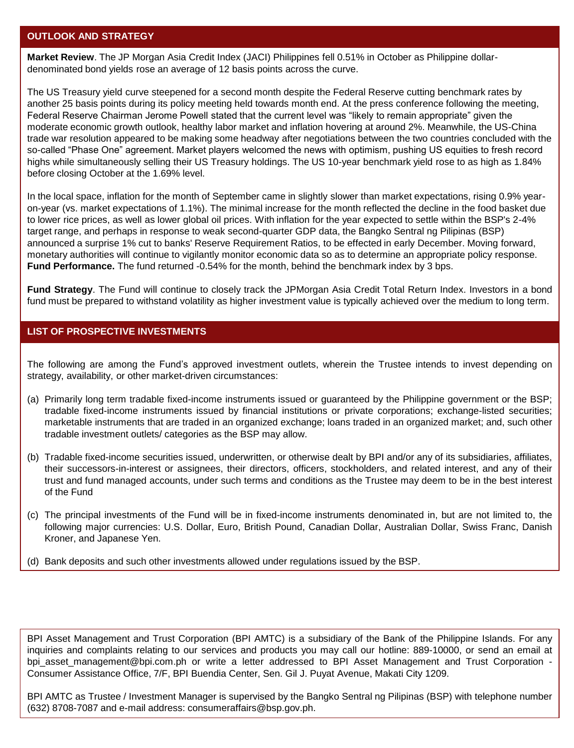## OUTLOOK AND STRATEGY

**Market Review**. The JP Morgan Asia Credit Index (JACI) Philippines fell 0.51% in October as Philippine dollar-denominated bond yields rose an average of 12 basis points across the curve.

The US Treasury yield curve steepened for a second month despite the Federal Reserve cutting benchmark rates by another 25 basis points during its policy meeting held towards month end. At the press conference following the meeting, Federal Reserve Chairman Jerome Powell stated that the current level was "likely to remain appropriate" given the moderate economic growth outlook, healthy labor market and inflation hovering at around 2%. Meanwhile, the US-China trade war resolution appeared to be making some headway after negotiations between the two countries concluded with the so-called "Phase One" agreement. Market players welcomed the news with optimism, pushing US equities to fresh record highs while simultaneously selling their US Treasury holdings. The US 10-year benchmark yield rose to as high as 1.84% before closing October at the 1.69% level.

In the local space, inflation for the month of September came in slightly slower than market expectations, rising 0.9% year-on-year (vs. market expectations of 1.1%). The minimal increase for the month reflected the decline in the food basket due to lower rice prices, as well as lower global oil prices. With inflation for the year expected to settle within the BSP's 2-4% target range, and perhaps in response to weak second-quarter GDP data, the Bangko Sentral ng Pilipinas (BSP) announced a surprise 1% cut to banks' Reserve Requirement Ratios, to be effected in early December. Moving forward, monetary authorities will continue to vigilantly monitor economic data so as to determine an appropriate policy response.
**Fund Performance.** The fund returned -0.54% for the month, behind the benchmark index by 3 bps.

**Fund Strategy**. The Fund will continue to closely track the JPMorgan Asia Credit Total Return Index. Investors in a bond fund must be prepared to withstand volatility as higher investment value is typically achieved over the medium to long term.

## LIST OF PROSPECTIVE INVESTMENTS

The following are among the Fund's approved investment outlets, wherein the Trustee intends to invest depending on strategy, availability, or other market-driven circumstances:

(a) Primarily long term tradable fixed-income instruments issued or guaranteed by the Philippine government or the BSP; tradable fixed-income instruments issued by financial institutions or private corporations; exchange-listed securities; marketable instruments that are traded in an organized exchange; loans traded in an organized market; and, such other tradable investment outlets/ categories as the BSP may allow.

(b) Tradable fixed-income securities issued, underwritten, or otherwise dealt by BPI and/or any of its subsidiaries, affiliates, their successors-in-interest or assignees, their directors, officers, stockholders, and related interest, and any of their trust and fund managed accounts, under such terms and conditions as the Trustee may deem to be in the best interest of the Fund

(c) The principal investments of the Fund will be in fixed-income instruments denominated in, but are not limited to, the following major currencies: U.S. Dollar, Euro, British Pound, Canadian Dollar, Australian Dollar, Swiss Franc, Danish Kroner, and Japanese Yen.

(d) Bank deposits and such other investments allowed under regulations issued by the BSP.

BPI Asset Management and Trust Corporation (BPI AMTC) is a subsidiary of the Bank of the Philippine Islands. For any inquiries and complaints relating to our services and products you may call our hotline: 889-10000, or send an email at bpi_asset_management@bpi.com.ph or write a letter addressed to BPI Asset Management and Trust Corporation - Consumer Assistance Office, 7/F, BPI Buendia Center, Sen. Gil J. Puyat Avenue, Makati City 1209.

BPI AMTC as Trustee / Investment Manager is supervised by the Bangko Sentral ng Pilipinas (BSP) with telephone number (632) 8708-7087 and e-mail address: consumeraffairs@bsp.gov.ph.